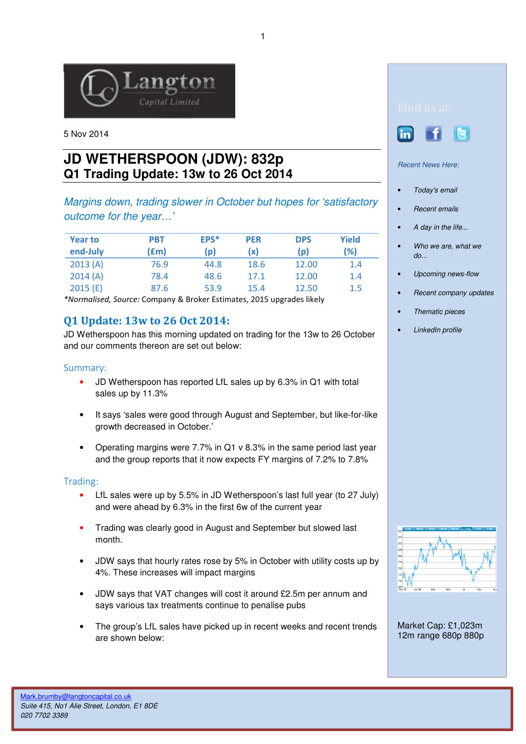5 Nov 2014

# JD WETHERSPOON (JDW): 832p
## Q1 Trading Update: 13w to 26 Oct 2014

*Margins down, trading slower in October but hopes for 'satisfactory outcome for the year…'*

| Year to end-July | PBT (£m) | EPS* (p) | PER (x) | DPS (p) | Yield (%) |
|---|---|---|---|---|---|
| 2013 (A) | 76.9 | 44.8 | 18.6 | 12.00 | 1.4 |
| 2014 (A) | 78.4 | 48.6 | 17.1 | 12.00 | 1.4 |
| 2015 (E) | 87.6 | 53.9 | 15.4 | 12.50 | 1.5 |

*\*Normalised, Source:* Company & Broker Estimates, 2015 upgrades likely

## Q1 Update: 13w to 26 Oct 2014:

JD Wetherspoon has this morning updated on trading for the 13w to 26 October and our comments thereon are set out below:

### Summary:

- JD Wetherspoon has reported LfL sales up by 6.3% in Q1 with total sales up by 11.3%
- It says 'sales were good through August and September, but like-for-like growth decreased in October.'
- Operating margins were 7.7% in Q1 v 8.3% in the same period last year and the group reports that it now expects FY margins of 7.2% to 7.8%

### Trading:

- LfL sales were up by 5.5% in JD Wetherspoon's last full year (to 27 July) and were ahead by 6.3% in the first 6w of the current year
- Trading was clearly good in August and September but slowed last month.
- JDW says that hourly rates rose by 5% in October with utility costs up by 4%. These increases will impact margins
- JDW says that VAT changes will cost it around £2.5m per annum and says various tax treatments continue to penalise pubs
- The group's LfL sales have picked up in recent weeks and recent trends are shown below:

Find us at:

*Recent News Here:*

- *Today's email*
- *Recent emails*
- *A day in the life...*
- *Who we are, what we do...*
- *Upcoming news-flow*
- *Recent company updates*
- *Thematic pieces*
- *LinkedIn profile*

Market Cap: £1,023m
12m range 680p 880p

Mark.brumby@langtoncapital.co.uk
*Suite 415, No1 Alie Street, London, E1 8DE*
*020 7702 3389*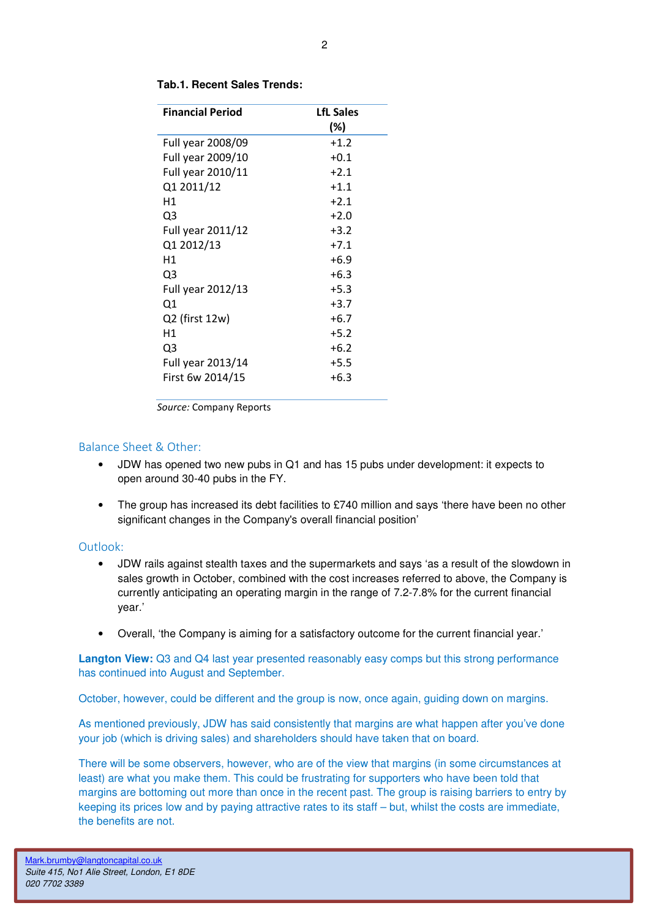**Tab.1. Recent Sales Trends:**

| Financial Period | LfL Sales (%) |
|---|---|
| Full year 2008/09 | +1.2 |
| Full year 2009/10 | +0.1 |
| Full year 2010/11 | +2.1 |
| Q1 2011/12 | +1.1 |
| H1 | +2.1 |
| Q3 | +2.0 |
| Full year 2011/12 | +3.2 |
| Q1 2012/13 | +7.1 |
| H1 | +6.9 |
| Q3 | +6.3 |
| Full year 2012/13 | +5.3 |
| Q1 | +3.7 |
| Q2 (first 12w) | +6.7 |
| H1 | +5.2 |
| Q3 | +6.2 |
| Full year 2013/14 | +5.5 |
| First 6w 2014/15 | +6.3 |

*Source:* Company Reports

## Balance Sheet & Other:

- JDW has opened two new pubs in Q1 and has 15 pubs under development: it expects to open around 30-40 pubs in the FY.
- The group has increased its debt facilities to £740 million and says 'there have been no other significant changes in the Company's overall financial position'

## Outlook:

- JDW rails against stealth taxes and the supermarkets and says 'as a result of the slowdown in sales growth in October, combined with the cost increases referred to above, the Company is currently anticipating an operating margin in the range of 7.2-7.8% for the current financial year.'
- Overall, 'the Company is aiming for a satisfactory outcome for the current financial year.'

**Langton View:** Q3 and Q4 last year presented reasonably easy comps but this strong performance has continued into August and September.

October, however, could be different and the group is now, once again, guiding down on margins.

As mentioned previously, JDW has said consistently that margins are what happen after you've done your job (which is driving sales) and shareholders should have taken that on board.

There will be some observers, however, who are of the view that margins (in some circumstances at least) are what you make them. This could be frustrating for supporters who have been told that margins are bottoming out more than once in the recent past. The group is raising barriers to entry by keeping its prices low and by paying attractive rates to its staff – but, whilst the costs are immediate, the benefits are not.

Mark.brumby@langtoncapital.co.uk
*Suite 415, No1 Alie Street, London, E1 8DE*
*020 7702 3389*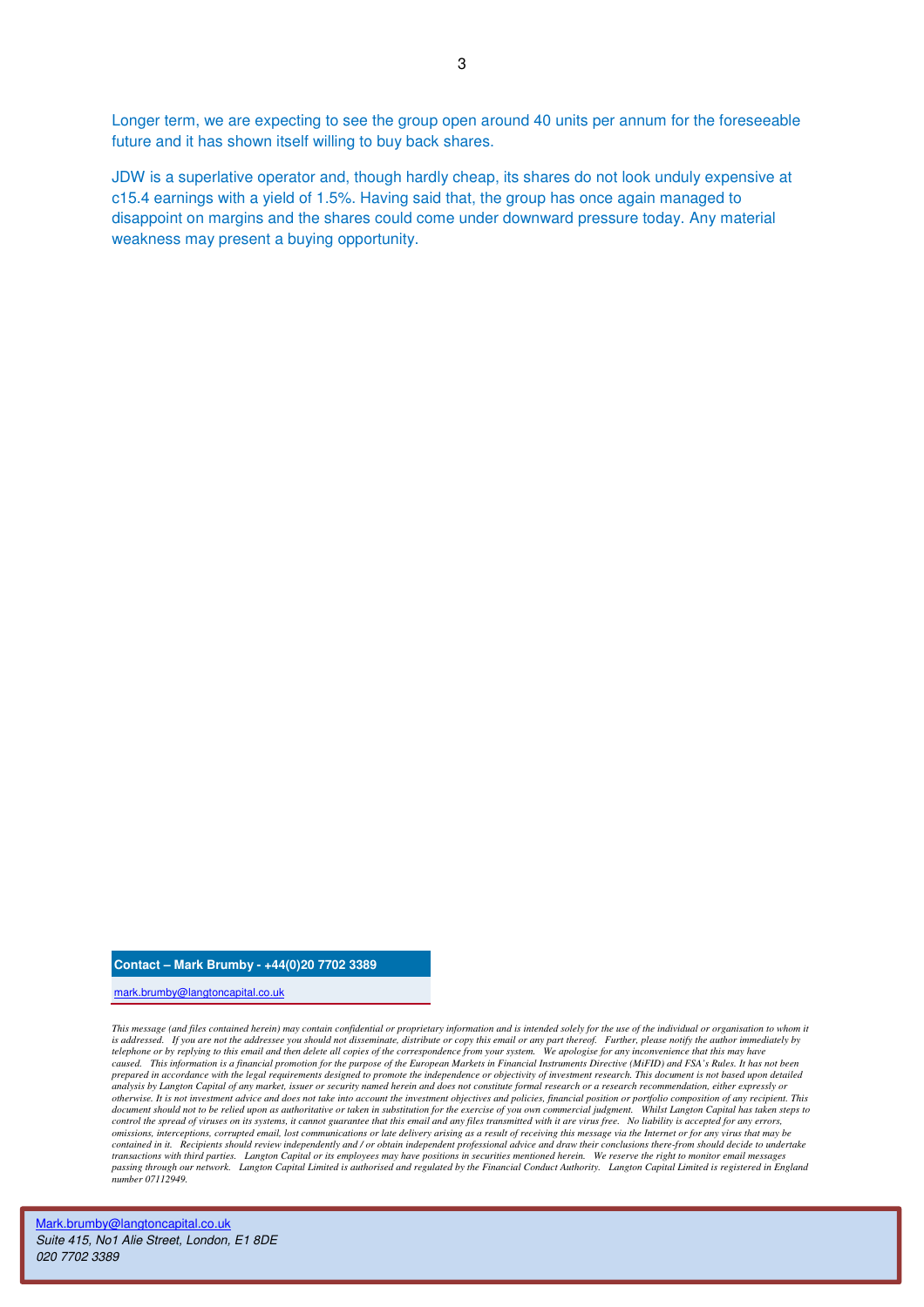Longer term, we are expecting to see the group open around 40 units per annum for the foreseeable future and it has shown itself willing to buy back shares.

JDW is a superlative operator and, though hardly cheap, its shares do not look unduly expensive at c15.4 earnings with a yield of 1.5%. Having said that, the group has once again managed to disappoint on margins and the shares could come under downward pressure today. Any material weakness may present a buying opportunity.

**Contact – Mark Brumby - +44(0)20 7702 3389**

mark.brumby@langtoncapital.co.uk

*This message (and files contained herein) may contain confidential or proprietary information and is intended solely for the use of the individual or organisation to whom it is addressed. If you are not the addressee you should not disseminate, distribute or copy this email or any part thereof. Further, please notify the author immediately by telephone or by replying to this email and then delete all copies of the correspondence from your system. We apologise for any inconvenience that this may have caused. This information is a financial promotion for the purpose of the European Markets in Financial Instruments Directive (MiFID) and FSA's Rules. It has not been prepared in accordance with the legal requirements designed to promote the independence or objectivity of investment research. This document is not based upon detailed analysis by Langton Capital of any market, issuer or security named herein and does not constitute formal research or a research recommendation, either expressly or otherwise. It is not investment advice and does not take into account the investment objectives and policies, financial position or portfolio composition of any recipient. This document should not to be relied upon as authoritative or taken in substitution for the exercise of you own commercial judgment. Whilst Langton Capital has taken steps to control the spread of viruses on its systems, it cannot guarantee that this email and any files transmitted with it are virus free. No liability is accepted for any errors, omissions, interceptions, corrupted email, lost communications or late delivery arising as a result of receiving this message via the Internet or for any virus that may be contained in it. Recipients should review independently and / or obtain independent professional advice and draw their conclusions there-from should decide to undertake transactions with third parties. Langton Capital or its employees may have positions in securities mentioned herein. We reserve the right to monitor email messages passing through our network. Langton Capital Limited is authorised and regulated by the Financial Conduct Authority. Langton Capital Limited is registered in England number 07112949.*

Mark.brumby@langtoncapital.co.uk
*Suite 415, No1 Alie Street, London, E1 8DE*
*020 7702 3389*